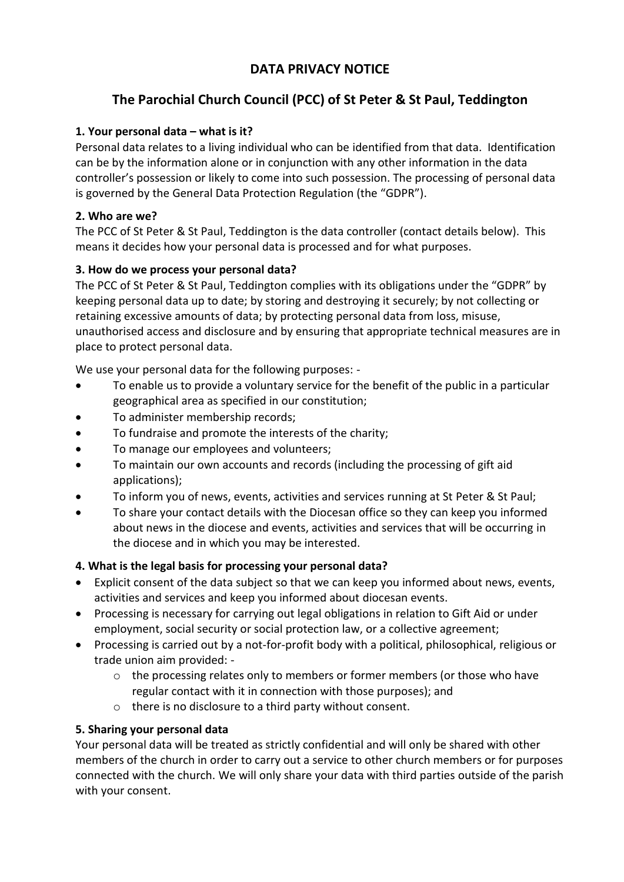# DATA PRIVACY NOTICE

## The Parochial Church Council (PCC) of St Peter & St Paul, Teddington

### 1. Your personal data – what is it?

Personal data relates to a living individual who can be identified from that data. Identification can be by the information alone or in conjunction with any other information in the data controller's possession or likely to come into such possession. The processing of personal data is governed by the General Data Protection Regulation (the "GDPR").

### 2. Who are we?

The PCC of St Peter & St Paul, Teddington is the data controller (contact details below). This means it decides how your personal data is processed and for what purposes.

### 3. How do we process your personal data?

The PCC of St Peter & St Paul, Teddington complies with its obligations under the "GDPR" by keeping personal data up to date; by storing and destroying it securely; by not collecting or retaining excessive amounts of data; by protecting personal data from loss, misuse, unauthorised access and disclosure and by ensuring that appropriate technical measures are in place to protect personal data.

We use your personal data for the following purposes: -

- To enable us to provide a voluntary service for the benefit of the public in a particular geographical area as specified in our constitution;
- To administer membership records;
- To fundraise and promote the interests of the charity;
- To manage our employees and volunteers;
- To maintain our own accounts and records (including the processing of gift aid applications);
- To inform you of news, events, activities and services running at St Peter & St Paul;
- To share your contact details with the Diocesan office so they can keep you informed about news in the diocese and events, activities and services that will be occurring in the diocese and in which you may be interested.

### 4. What is the legal basis for processing your personal data?

- Explicit consent of the data subject so that we can keep you informed about news, events, activities and services and keep you informed about diocesan events.
- Processing is necessary for carrying out legal obligations in relation to Gift Aid or under employment, social security or social protection law, or a collective agreement;
- Processing is carried out by a not-for-profit body with a political, philosophical, religious or trade union aim provided: -
  - the processing relates only to members or former members (or those who have regular contact with it in connection with those purposes); and
  - there is no disclosure to a third party without consent.

### 5. Sharing your personal data

Your personal data will be treated as strictly confidential and will only be shared with other members of the church in order to carry out a service to other church members or for purposes connected with the church. We will only share your data with third parties outside of the parish with your consent.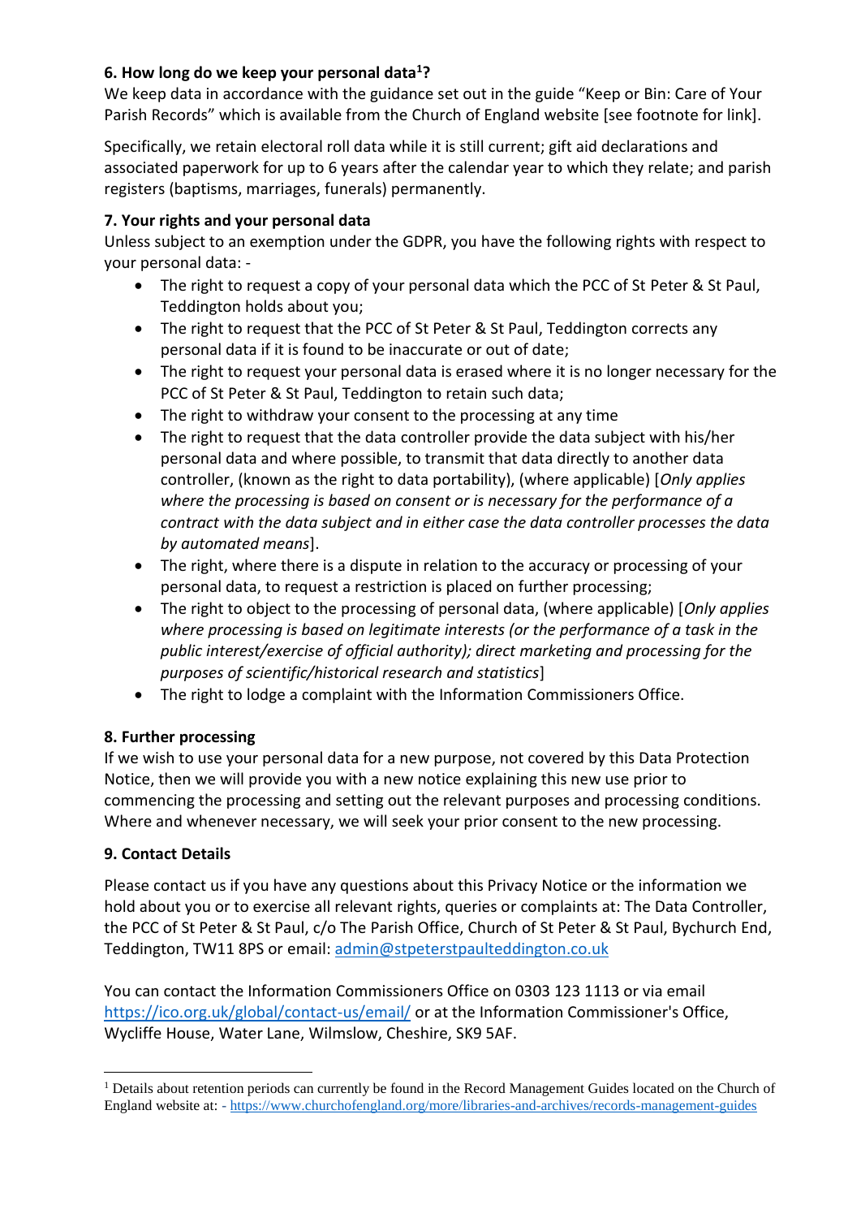### 6. How long do we keep your personal data[1]?

We keep data in accordance with the guidance set out in the guide "Keep or Bin: Care of Your Parish Records" which is available from the Church of England website [see footnote for link].

Specifically, we retain electoral roll data while it is still current; gift aid declarations and associated paperwork for up to 6 years after the calendar year to which they relate; and parish registers (baptisms, marriages, funerals) permanently.

### 7. Your rights and your personal data

Unless subject to an exemption under the GDPR, you have the following rights with respect to your personal data: -

- The right to request a copy of your personal data which the PCC of St Peter & St Paul, Teddington holds about you;
- The right to request that the PCC of St Peter & St Paul, Teddington corrects any personal data if it is found to be inaccurate or out of date;
- The right to request your personal data is erased where it is no longer necessary for the PCC of St Peter & St Paul, Teddington to retain such data;
- The right to withdraw your consent to the processing at any time
- The right to request that the data controller provide the data subject with his/her personal data and where possible, to transmit that data directly to another data controller, (known as the right to data portability), (where applicable) [*Only applies where the processing is based on consent or is necessary for the performance of a contract with the data subject and in either case the data controller processes the data by automated means*].
- The right, where there is a dispute in relation to the accuracy or processing of your personal data, to request a restriction is placed on further processing;
- The right to object to the processing of personal data, (where applicable) [*Only applies where processing is based on legitimate interests (or the performance of a task in the public interest/exercise of official authority); direct marketing and processing for the purposes of scientific/historical research and statistics*]
- The right to lodge a complaint with the Information Commissioners Office.

### 8. Further processing

If we wish to use your personal data for a new purpose, not covered by this Data Protection Notice, then we will provide you with a new notice explaining this new use prior to commencing the processing and setting out the relevant purposes and processing conditions. Where and whenever necessary, we will seek your prior consent to the new processing.

### 9. Contact Details

Please contact us if you have any questions about this Privacy Notice or the information we hold about you or to exercise all relevant rights, queries or complaints at: The Data Controller, the PCC of St Peter & St Paul, c/o The Parish Office, Church of St Peter & St Paul, Bychurch End, Teddington, TW11 8PS or email: admin@stpeterstpaulteddington.co.uk

You can contact the Information Commissioners Office on 0303 123 1113 or via email https://ico.org.uk/global/contact-us/email/ or at the Information Commissioner's Office, Wycliffe House, Water Lane, Wilmslow, Cheshire, SK9 5AF.

---

[1] Details about retention periods can currently be found in the Record Management Guides located on the Church of England website at: - https://www.churchofengland.org/more/libraries-and-archives/records-management-guides